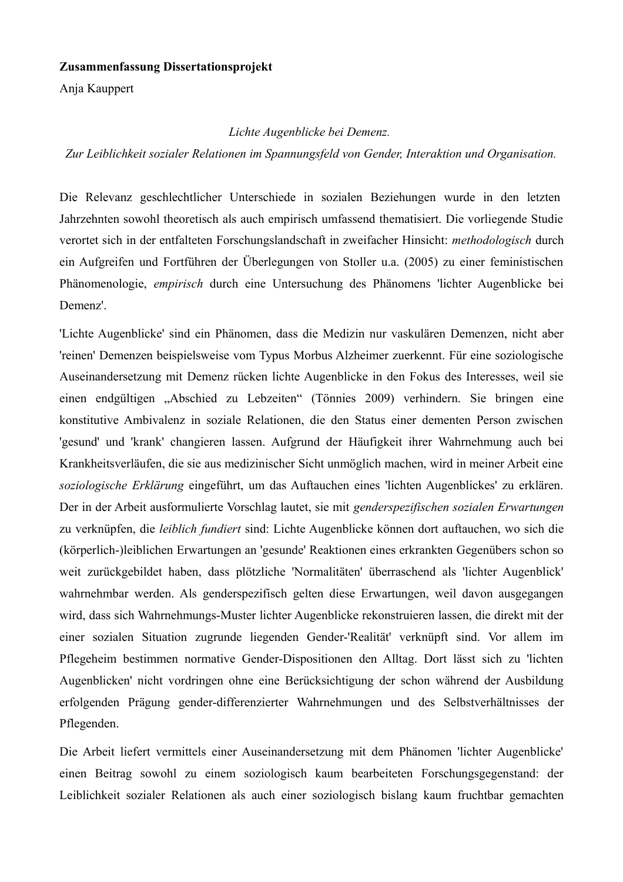**Zusammenfassung Dissertationsprojekt**

Anja Kauppert

*Lichte Augenblicke bei Demenz.*
*Zur Leiblichkeit sozialer Relationen im Spannungsfeld von Gender, Interaktion und Organisation.*

Die Relevanz geschlechtlicher Unterschiede in sozialen Beziehungen wurde in den letzten Jahrzehnten sowohl theoretisch als auch empirisch umfassend thematisiert. Die vorliegende Studie verortet sich in der entfalteten Forschungslandschaft in zweifacher Hinsicht: *methodologisch* durch ein Aufgreifen und Fortführen der Überlegungen von Stoller u.a. (2005) zu einer feministischen Phänomenologie, *empirisch* durch eine Untersuchung des Phänomens 'lichter Augenblicke bei Demenz'.

'Lichte Augenblicke' sind ein Phänomen, dass die Medizin nur vaskulären Demenzen, nicht aber 'reinen' Demenzen beispielsweise vom Typus Morbus Alzheimer zuerkennt. Für eine soziologische Auseinandersetzung mit Demenz rücken lichte Augenblicke in den Fokus des Interesses, weil sie einen endgültigen „Abschied zu Lebzeiten" (Tönnies 2009) verhindern. Sie bringen eine konstitutive Ambivalenz in soziale Relationen, die den Status einer dementen Person zwischen 'gesund' und 'krank' changieren lassen. Aufgrund der Häufigkeit ihrer Wahrnehmung auch bei Krankheitsverläufen, die sie aus medizinischer Sicht unmöglich machen, wird in meiner Arbeit eine *soziologische Erklärung* eingeführt, um das Auftauchen eines 'lichten Augenblickes' zu erklären. Der in der Arbeit ausformulierte Vorschlag lautet, sie mit *genderspezifischen sozialen Erwartungen* zu verknüpfen, die *leiblich fundiert* sind: Lichte Augenblicke können dort auftauchen, wo sich die (körperlich-)leiblichen Erwartungen an 'gesunde' Reaktionen eines erkrankten Gegenübers schon so weit zurückgebildet haben, dass plötzliche 'Normalitäten' überraschend als 'lichter Augenblick' wahrnehmbar werden. Als genderspezifisch gelten diese Erwartungen, weil davon ausgegangen wird, dass sich Wahrnehmungs-Muster lichter Augenblicke rekonstruieren lassen, die direkt mit der einer sozialen Situation zugrunde liegenden Gender-'Realität' verknüpft sind. Vor allem im Pflegeheim bestimmen normative Gender-Dispositionen den Alltag. Dort lässt sich zu 'lichten Augenblicken' nicht vordringen ohne eine Berücksichtigung der schon während der Ausbildung erfolgenden Prägung gender-differenzierter Wahrnehmungen und des Selbstverhältnisses der Pflegenden.

Die Arbeit liefert vermittels einer Auseinandersetzung mit dem Phänomen 'lichter Augenblicke' einen Beitrag sowohl zu einem soziologisch kaum bearbeiteten Forschungsgegenstand: der Leiblichkeit sozialer Relationen als auch einer soziologisch bislang kaum fruchtbar gemachten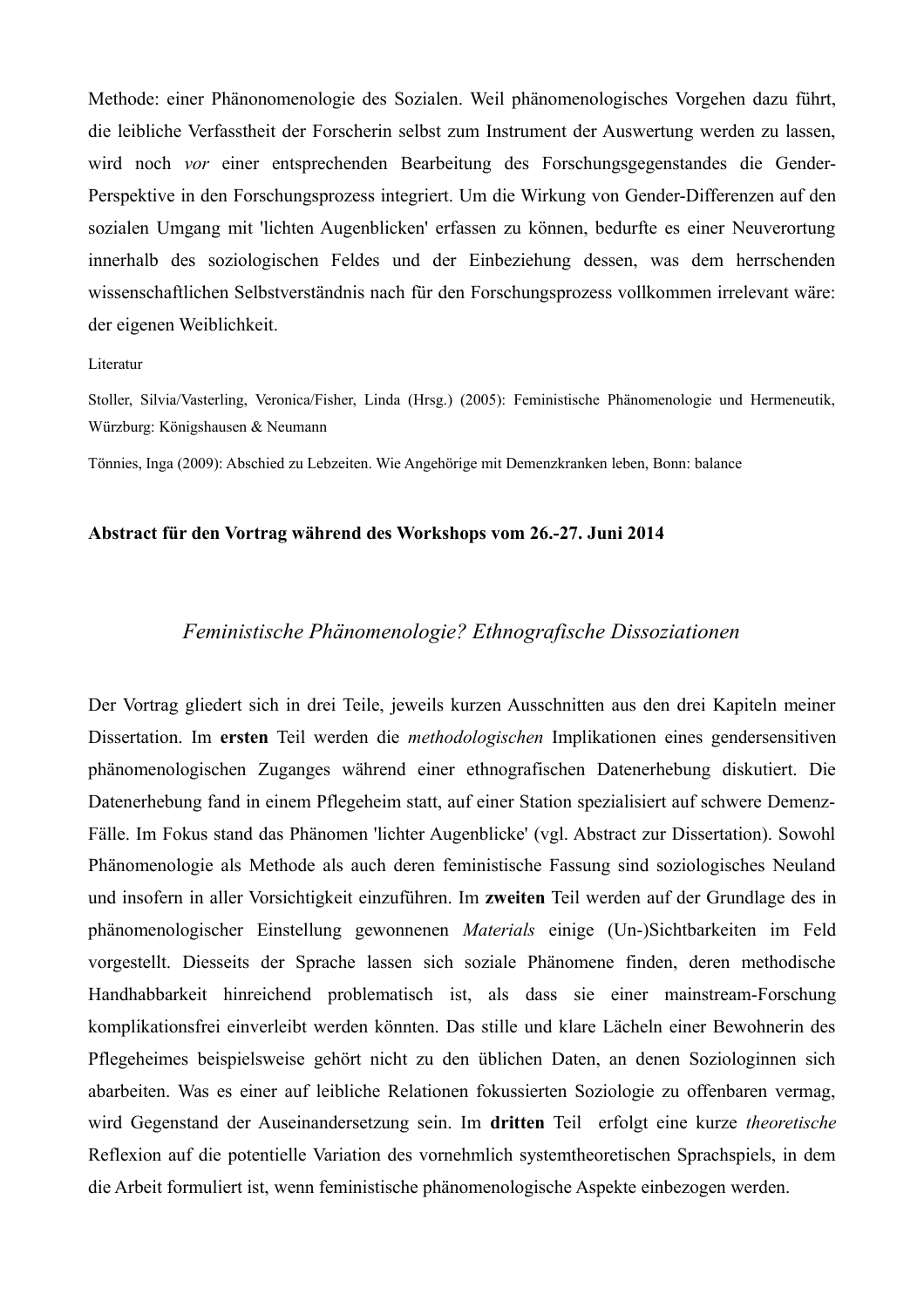Methode: einer Phänonomenologie des Sozialen. Weil phänomenologisches Vorgehen dazu führt, die leibliche Verfasstheit der Forscherin selbst zum Instrument der Auswertung werden zu lassen, wird noch *vor* einer entsprechenden Bearbeitung des Forschungsgegenstandes die Gender-Perspektive in den Forschungsprozess integriert. Um die Wirkung von Gender-Differenzen auf den sozialen Umgang mit 'lichten Augenblicken' erfassen zu können, bedurfte es einer Neuverortung innerhalb des soziologischen Feldes und der Einbeziehung dessen, was dem herrschenden wissenschaftlichen Selbstverständnis nach für den Forschungsprozess vollkommen irrelevant wäre: der eigenen Weiblichkeit.

Literatur

Stoller, Silvia/Vasterling, Veronica/Fisher, Linda (Hrsg.) (2005): Feministische Phänomenologie und Hermeneutik, Würzburg: Königshausen & Neumann

Tönnies, Inga (2009): Abschied zu Lebzeiten. Wie Angehörige mit Demenzkranken leben, Bonn: balance

**Abstract für den Vortrag während des Workshops vom 26.-27. Juni 2014**

## *Feministische Phänomenologie? Ethnografische Dissoziationen*

Der Vortrag gliedert sich in drei Teile, jeweils kurzen Ausschnitten aus den drei Kapiteln meiner Dissertation. Im **ersten** Teil werden die *methodologischen* Implikationen eines gendersensitiven phänomenologischen Zuganges während einer ethnografischen Datenerhebung diskutiert. Die Datenerhebung fand in einem Pflegeheim statt, auf einer Station spezialisiert auf schwere Demenz-Fälle. Im Fokus stand das Phänomen 'lichter Augenblicke' (vgl. Abstract zur Dissertation). Sowohl Phänomenologie als Methode als auch deren feministische Fassung sind soziologisches Neuland und insofern in aller Vorsichtigkeit einzuführen. Im **zweiten** Teil werden auf der Grundlage des in phänomenologischer Einstellung gewonnenen *Materials* einige (Un-)Sichtbarkeiten im Feld vorgestellt. Diesseits der Sprache lassen sich soziale Phänomene finden, deren methodische Handhabbarkeit hinreichend problematisch ist, als dass sie einer mainstream-Forschung komplikationsfrei einverleibt werden könnten. Das stille und klare Lächeln einer Bewohnerin des Pflegeheimes beispielsweise gehört nicht zu den üblichen Daten, an denen Soziologinnen sich abarbeiten. Was es einer auf leibliche Relationen fokussierten Soziologie zu offenbaren vermag, wird Gegenstand der Auseinandersetzung sein. Im **dritten** Teil erfolgt eine kurze *theoretische* Reflexion auf die potentielle Variation des vornehmlich systemtheoretischen Sprachspiels, in dem die Arbeit formuliert ist, wenn feministische phänomenologische Aspekte einbezogen werden.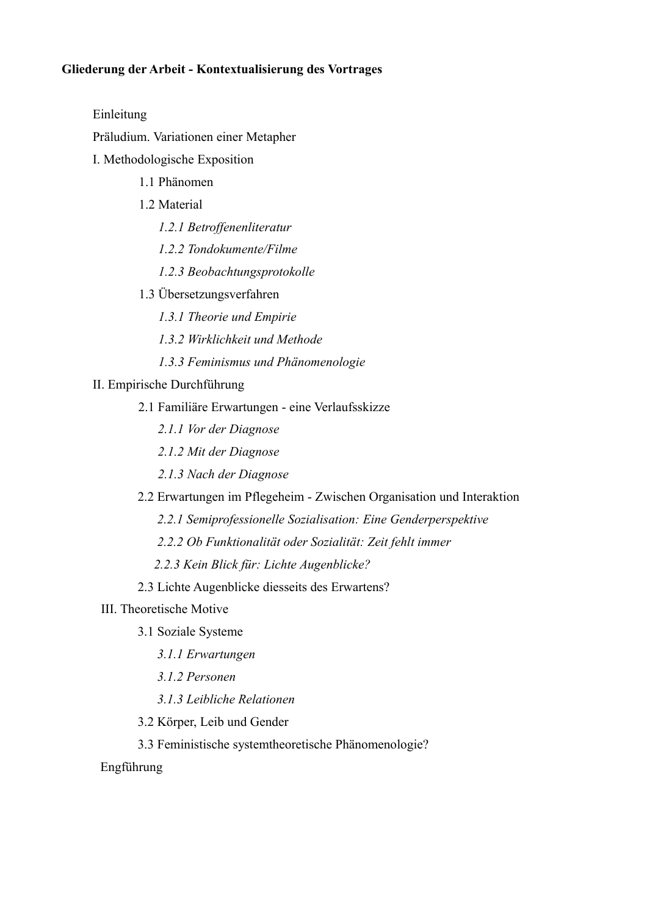**Gliederung der Arbeit - Kontextualisierung des Vortrages**

- Einleitung
- Präludium. Variationen einer Metapher
- I. Methodologische Exposition
  - 1.1 Phänomen
  - 1.2 Material
    - *1.2.1 Betroffenenliteratur*
    - *1.2.2 Tondokumente/Filme*
    - *1.2.3 Beobachtungsprotokolle*
  - 1.3 Übersetzungsverfahren
    - *1.3.1 Theorie und Empirie*
    - *1.3.2 Wirklichkeit und Methode*
    - *1.3.3 Feminismus und Phänomenologie*
- II. Empirische Durchführung
  - 2.1 Familiäre Erwartungen - eine Verlaufsskizze
    - *2.1.1 Vor der Diagnose*
    - *2.1.2 Mit der Diagnose*
    - *2.1.3 Nach der Diagnose*
  - 2.2 Erwartungen im Pflegeheim - Zwischen Organisation und Interaktion
    - *2.2.1 Semiprofessionelle Sozialisation: Eine Genderperspektive*
    - *2.2.2 Ob Funktionalität oder Sozialität: Zeit fehlt immer*
    - *2.2.3 Kein Blick für: Lichte Augenblicke?*
  - 2.3 Lichte Augenblicke diesseits des Erwartens?
- III. Theoretische Motive
  - 3.1 Soziale Systeme
    - *3.1.1 Erwartungen*
    - *3.1.2 Personen*
    - *3.1.3 Leibliche Relationen*
  - 3.2 Körper, Leib und Gender
  - 3.3 Feministische systemtheoretische Phänomenologie?
- Engführung